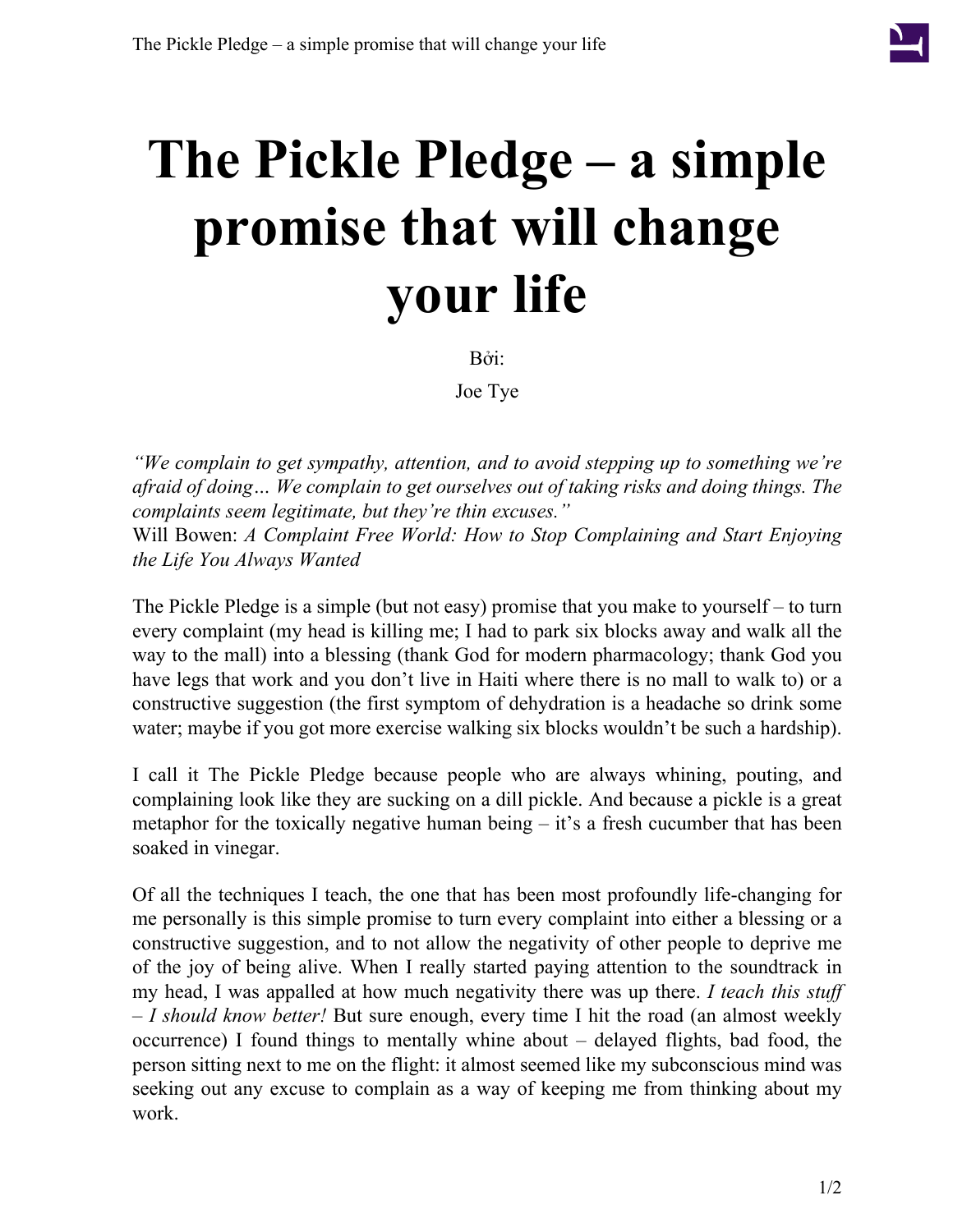# The Pickle Pledge – a simple promise that will change your life

Bởi:

Joe Tye

*"We complain to get sympathy, attention, and to avoid stepping up to something we're afraid of doing… We complain to get ourselves out of taking risks and doing things. The complaints seem legitimate, but they're thin excuses."*
Will Bowen: *A Complaint Free World: How to Stop Complaining and Start Enjoying the Life You Always Wanted*

The Pickle Pledge is a simple (but not easy) promise that you make to yourself – to turn every complaint (my head is killing me; I had to park six blocks away and walk all the way to the mall) into a blessing (thank God for modern pharmacology; thank God you have legs that work and you don't live in Haiti where there is no mall to walk to) or a constructive suggestion (the first symptom of dehydration is a headache so drink some water; maybe if you got more exercise walking six blocks wouldn't be such a hardship).

I call it The Pickle Pledge because people who are always whining, pouting, and complaining look like they are sucking on a dill pickle. And because a pickle is a great metaphor for the toxically negative human being – it's a fresh cucumber that has been soaked in vinegar.

Of all the techniques I teach, the one that has been most profoundly life-changing for me personally is this simple promise to turn every complaint into either a blessing or a constructive suggestion, and to not allow the negativity of other people to deprive me of the joy of being alive. When I really started paying attention to the soundtrack in my head, I was appalled at how much negativity there was up there. *I teach this stuff – I should know better!* But sure enough, every time I hit the road (an almost weekly occurrence) I found things to mentally whine about – delayed flights, bad food, the person sitting next to me on the flight: it almost seemed like my subconscious mind was seeking out any excuse to complain as a way of keeping me from thinking about my work.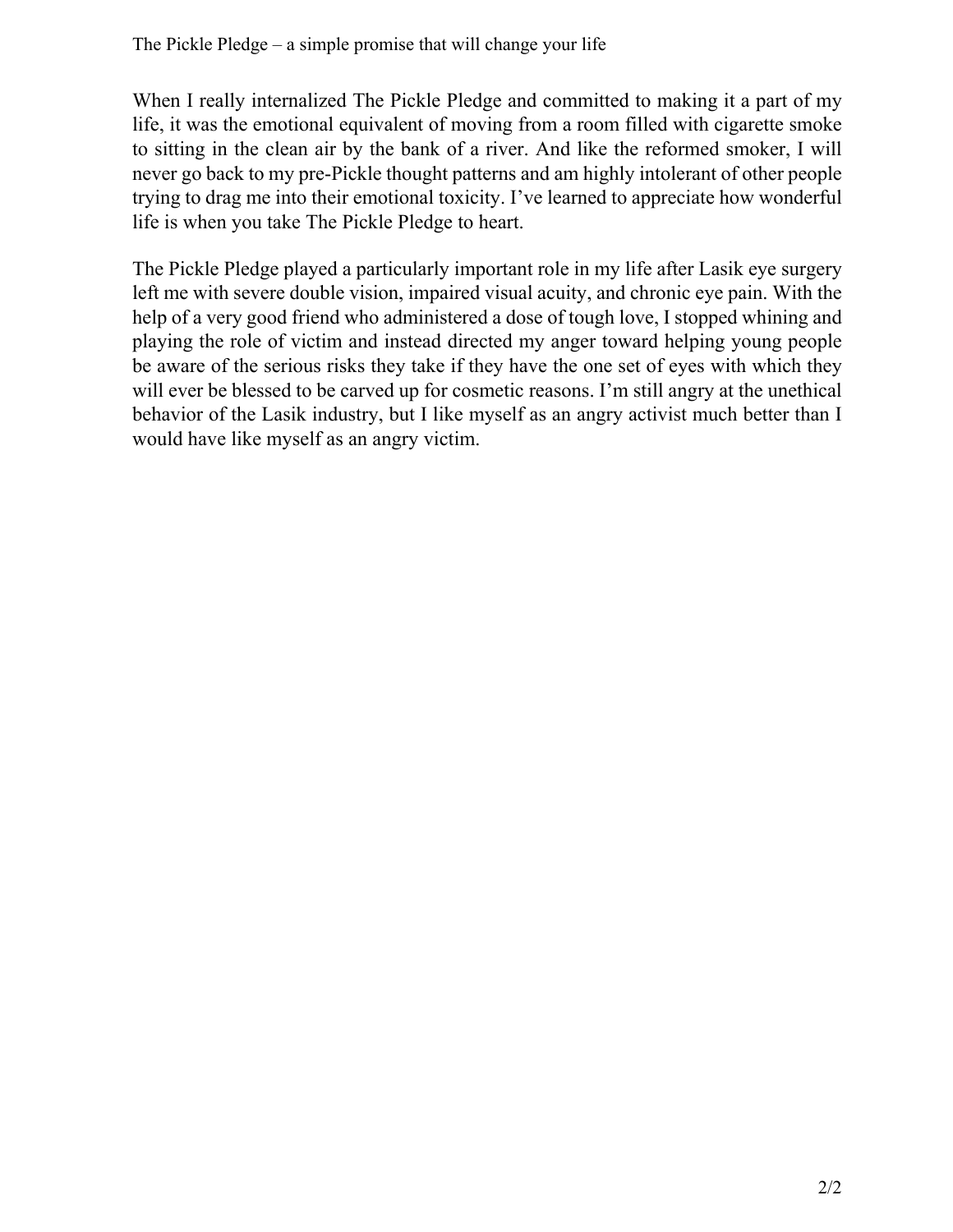When I really internalized The Pickle Pledge and committed to making it a part of my life, it was the emotional equivalent of moving from a room filled with cigarette smoke to sitting in the clean air by the bank of a river. And like the reformed smoker, I will never go back to my pre-Pickle thought patterns and am highly intolerant of other people trying to drag me into their emotional toxicity. I've learned to appreciate how wonderful life is when you take The Pickle Pledge to heart.

The Pickle Pledge played a particularly important role in my life after Lasik eye surgery left me with severe double vision, impaired visual acuity, and chronic eye pain. With the help of a very good friend who administered a dose of tough love, I stopped whining and playing the role of victim and instead directed my anger toward helping young people be aware of the serious risks they take if they have the one set of eyes with which they will ever be blessed to be carved up for cosmetic reasons. I'm still angry at the unethical behavior of the Lasik industry, but I like myself as an angry activist much better than I would have like myself as an angry victim.